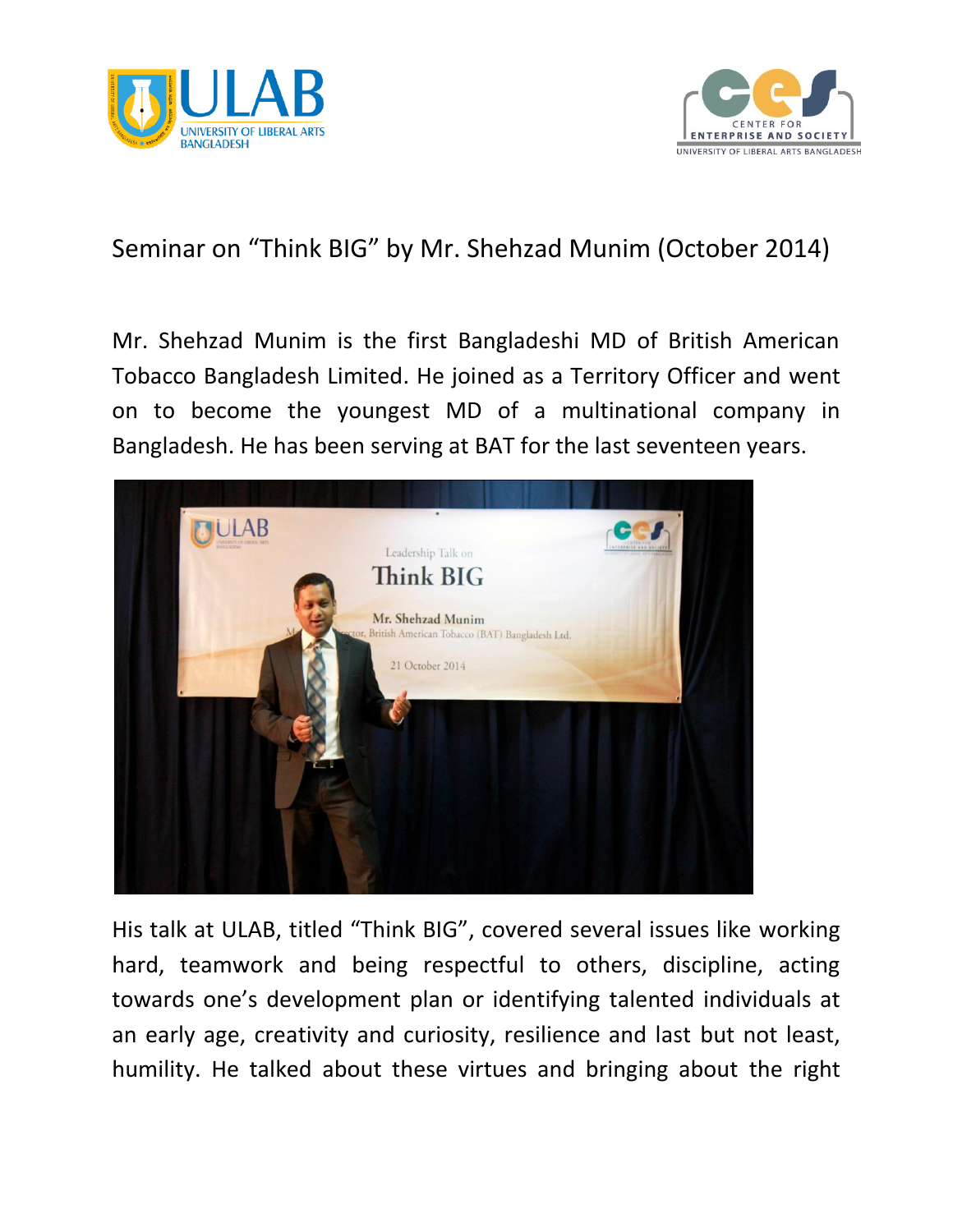# Seminar on "Think BIG" by Mr. Shehzad Munim (October 2014)

Mr. Shehzad Munim is the first Bangladeshi MD of British American Tobacco Bangladesh Limited. He joined as a Territory Officer and went on to become the youngest MD of a multinational company in Bangladesh. He has been serving at BAT for the last seventeen years.

His talk at ULAB, titled "Think BIG", covered several issues like working hard, teamwork and being respectful to others, discipline, acting towards one's development plan or identifying talented individuals at an early age, creativity and curiosity, resilience and last but not least, humility. He talked about these virtues and bringing about the right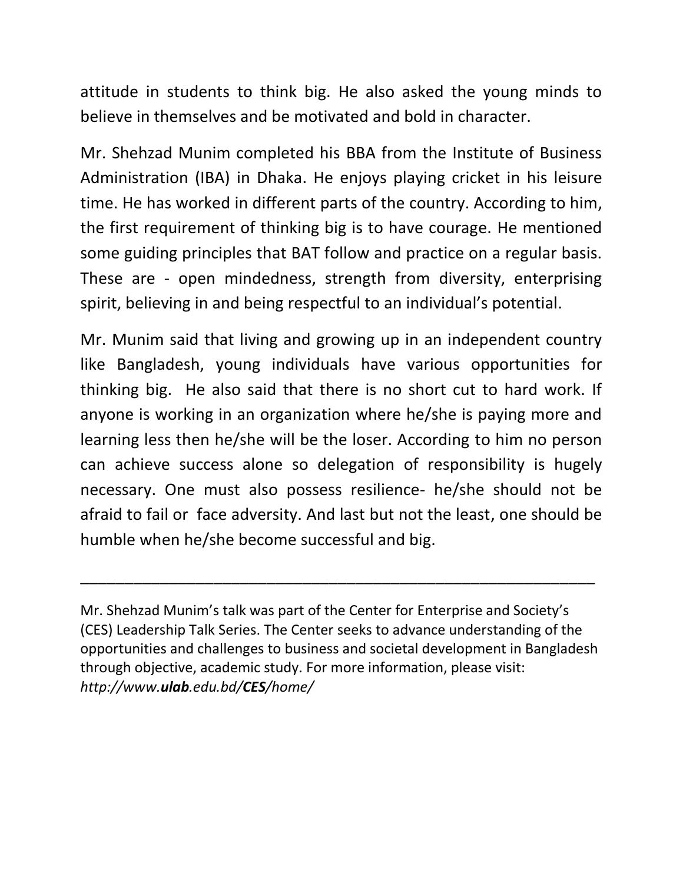attitude in students to think big. He also asked the young minds to believe in themselves and be motivated and bold in character.

Mr. Shehzad Munim completed his BBA from the Institute of Business Administration (IBA) in Dhaka. He enjoys playing cricket in his leisure time. He has worked in different parts of the country. According to him, the first requirement of thinking big is to have courage. He mentioned some guiding principles that BAT follow and practice on a regular basis. These are - open mindedness, strength from diversity, enterprising spirit, believing in and being respectful to an individual's potential.

Mr. Munim said that living and growing up in an independent country like Bangladesh, young individuals have various opportunities for thinking big. He also said that there is no short cut to hard work. If anyone is working in an organization where he/she is paying more and learning less then he/she will be the loser. According to him no person can achieve success alone so delegation of responsibility is hugely necessary. One must also possess resilience- he/she should not be afraid to fail or face adversity. And last but not the least, one should be humble when he/she become successful and big.

---

Mr. Shehzad Munim's talk was part of the Center for Enterprise and Society's (CES) Leadership Talk Series. The Center seeks to advance understanding of the opportunities and challenges to business and societal development in Bangladesh through objective, academic study. For more information, please visit: *http://www.**ulab**.edu.bd/**CES**/home/*